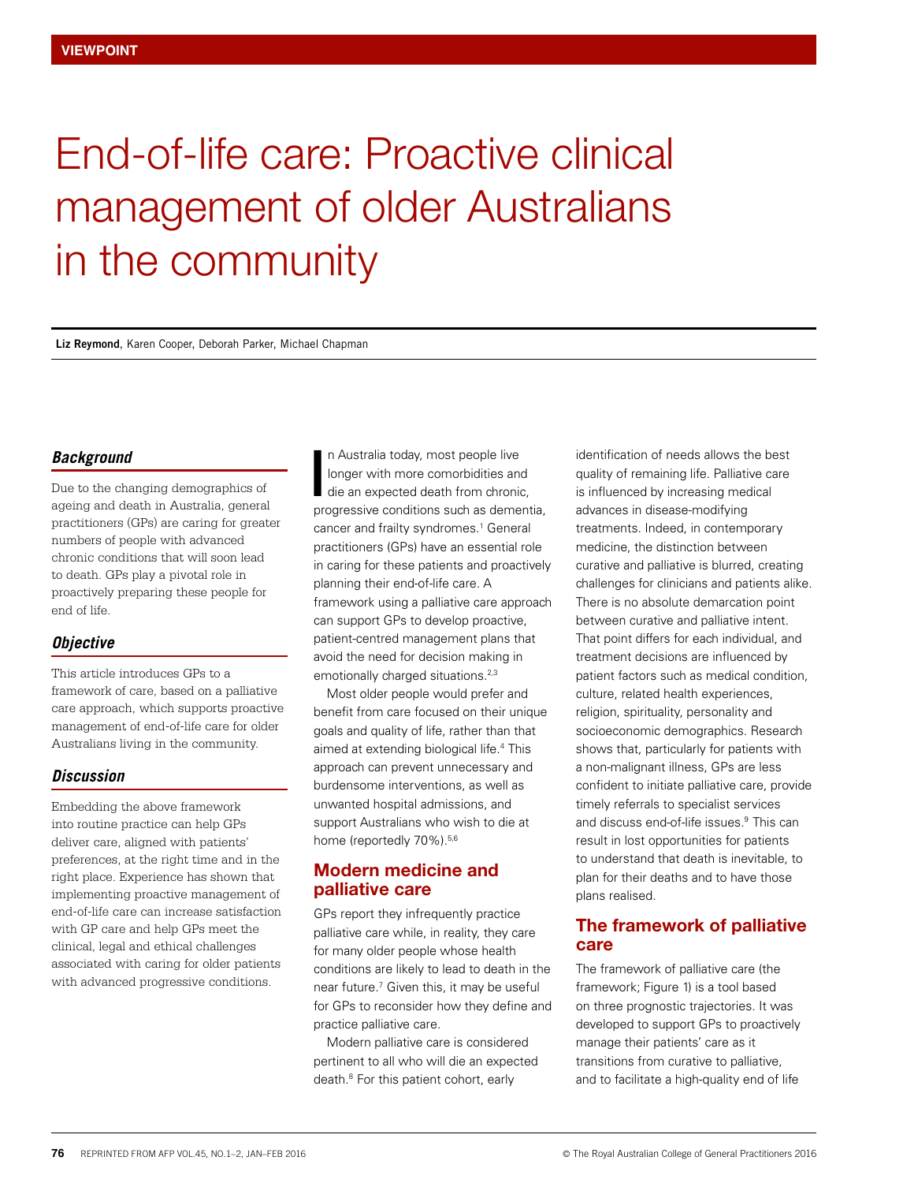VIEWPOINT

# End-of-life care: Proactive clinical management of older Australians in the community

**Liz Reymond**, Karen Cooper, Deborah Parker, Michael Chapman

### *Background*

Due to the changing demographics of ageing and death in Australia, general practitioners (GPs) are caring for greater numbers of people with advanced chronic conditions that will soon lead to death. GPs play a pivotal role in proactively preparing these people for end of life.

### *Objective*

This article introduces GPs to a framework of care, based on a palliative care approach, which supports proactive management of end-of-life care for older Australians living in the community.

### *Discussion*

Embedding the above framework into routine practice can help GPs deliver care, aligned with patients' preferences, at the right time and in the right place. Experience has shown that implementing proactive management of end-of-life care can increase satisfaction with GP care and help GPs meet the clinical, legal and ethical challenges associated with caring for older patients with advanced progressive conditions.

In Australia today, most people live longer with more comorbidities and die an expected death from chronic, progressive conditions such as dementia, cancer and frailty syndromes.[1] General practitioners (GPs) have an essential role in caring for these patients and proactively planning their end-of-life care. A framework using a palliative care approach can support GPs to develop proactive, patient-centred management plans that avoid the need for decision making in emotionally charged situations.[2,3]

Most older people would prefer and benefit from care focused on their unique goals and quality of life, rather than that aimed at extending biological life.[4] This approach can prevent unnecessary and burdensome interventions, as well as unwanted hospital admissions, and support Australians who wish to die at home (reportedly 70%).[5,6]

## Modern medicine and palliative care

GPs report they infrequently practice palliative care while, in reality, they care for many older people whose health conditions are likely to lead to death in the near future.[7] Given this, it may be useful for GPs to reconsider how they define and practice palliative care.

Modern palliative care is considered pertinent to all who will die an expected death.[8] For this patient cohort, early identification of needs allows the best quality of remaining life. Palliative care is influenced by increasing medical advances in disease-modifying treatments. Indeed, in contemporary medicine, the distinction between curative and palliative is blurred, creating challenges for clinicians and patients alike. There is no absolute demarcation point between curative and palliative intent. That point differs for each individual, and treatment decisions are influenced by patient factors such as medical condition, culture, related health experiences, religion, spirituality, personality and socioeconomic demographics. Research shows that, particularly for patients with a non-malignant illness, GPs are less confident to initiate palliative care, provide timely referrals to specialist services and discuss end-of-life issues.[9] This can result in lost opportunities for patients to understand that death is inevitable, to plan for their deaths and to have those plans realised.

## The framework of palliative care

The framework of palliative care (the framework; Figure 1) is a tool based on three prognostic trajectories. It was developed to support GPs to proactively manage their patients' care as it transitions from curative to palliative, and to facilitate a high-quality end of life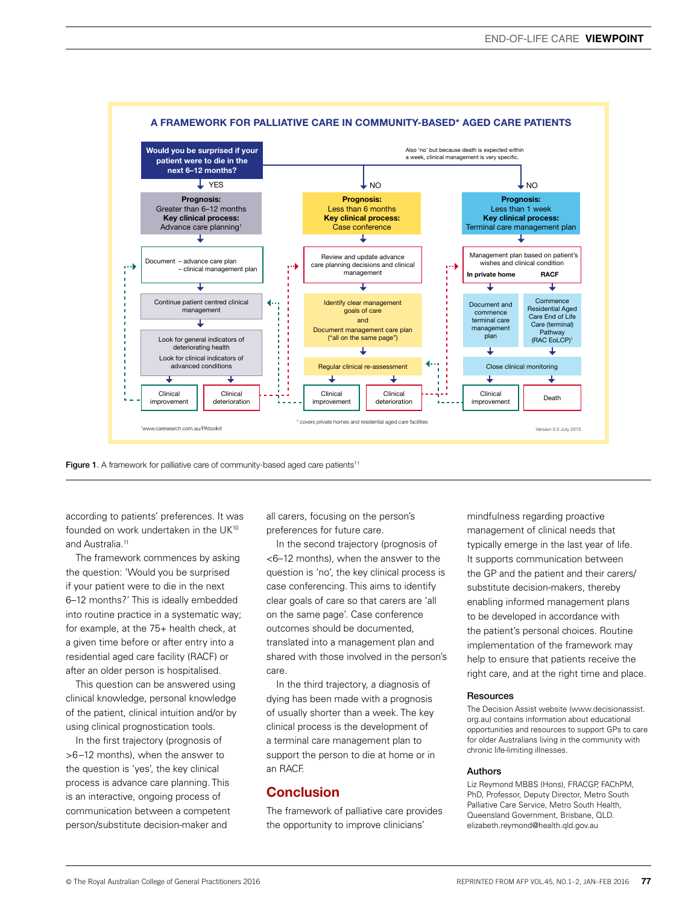## A FRAMEWORK FOR PALLIATIVE CARE IN COMMUNITY-BASED* AGED CARE PATIENTS

**Would you be surprised if your patient were to die in the next 6–12 months?**

Also 'no' but because death is expected within a week, clinical management is very specific.

**YES**

**Prognosis:** Greater than 6–12 months
**Key clinical process:** Advance care planning[1]

- Document – advance care plan – clinical management plan
- Continue patient centred clinical management
- Look for general indicators of deteriorating health
- Look for clinical indicators of advanced conditions
- Clinical improvement / Clinical deterioration

**NO**

**Prognosis:** Less than 6 months
**Key clinical process:** Case conference

- Review and update advance care planning decisions and clinical management
- Identify clear management goals of care and Document management care plan ("all on the same page")
- Regular clinical re-assessment
- Clinical improvement / Clinical deterioration

**NO**

**Prognosis:** Less than 1 week
**Key clinical process:** Terminal care management plan

- Management plan based on patient's wishes and clinical condition
  - In private home: Document and commence terminal care management plan
  - RACF: Commence Residential Aged Care End of Life Care (terminal) Pathway (RAC EoLCP)[1]
- Close clinical monitoring
- Clinical improvement / Death

[1]www.caresearch.com.au/PAtoolkit

\* covers private homes and residential aged care facilities

Version 5.0 July 2015

**Figure 1**. A framework for palliative care of community-based aged care patients[11]

according to patients' preferences. It was founded on work undertaken in the UK[10] and Australia.[11]

The framework commences by asking the question: 'Would you be surprised if your patient were to die in the next 6–12 months?' This is ideally embedded into routine practice in a systematic way; for example, at the 75+ health check, at a given time before or after entry into a residential aged care facility (RACF) or after an older person is hospitalised.

This question can be answered using clinical knowledge, personal knowledge of the patient, clinical intuition and/or by using clinical prognostication tools.

In the first trajectory (prognosis of >6–12 months), when the answer to the question is 'yes', the key clinical process is advance care planning. This is an interactive, ongoing process of communication between a competent person/substitute decision-maker and all carers, focusing on the person's preferences for future care.

In the second trajectory (prognosis of <6–12 months), when the answer to the question is 'no', the key clinical process is case conferencing. This aims to identify clear goals of care so that carers are 'all on the same page'. Case conference outcomes should be documented, translated into a management plan and shared with those involved in the person's care.

In the third trajectory, a diagnosis of dying has been made with a prognosis of usually shorter than a week. The key clinical process is the development of a terminal care management plan to support the person to die at home or in an RACF.

## Conclusion

The framework of palliative care provides the opportunity to improve clinicians' mindfulness regarding proactive management of clinical needs that typically emerge in the last year of life. It supports communication between the GP and the patient and their carers/substitute decision-makers, thereby enabling informed management plans to be developed in accordance with the patient's personal choices. Routine implementation of the framework may help to ensure that patients receive the right care, and at the right time and place.

### Resources

The Decision Assist website (www.decisionassist.org.au) contains information about educational opportunities and resources to support GPs to care for older Australians living in the community with chronic life-limiting illnesses.

### Authors

Liz Reymond MBBS (Hons), FRACGP, FAChPM, PhD, Professor, Deputy Director, Metro South Palliative Care Service, Metro South Health, Queensland Government, Brisbane, QLD. elizabeth.reymond@health.qld.gov.au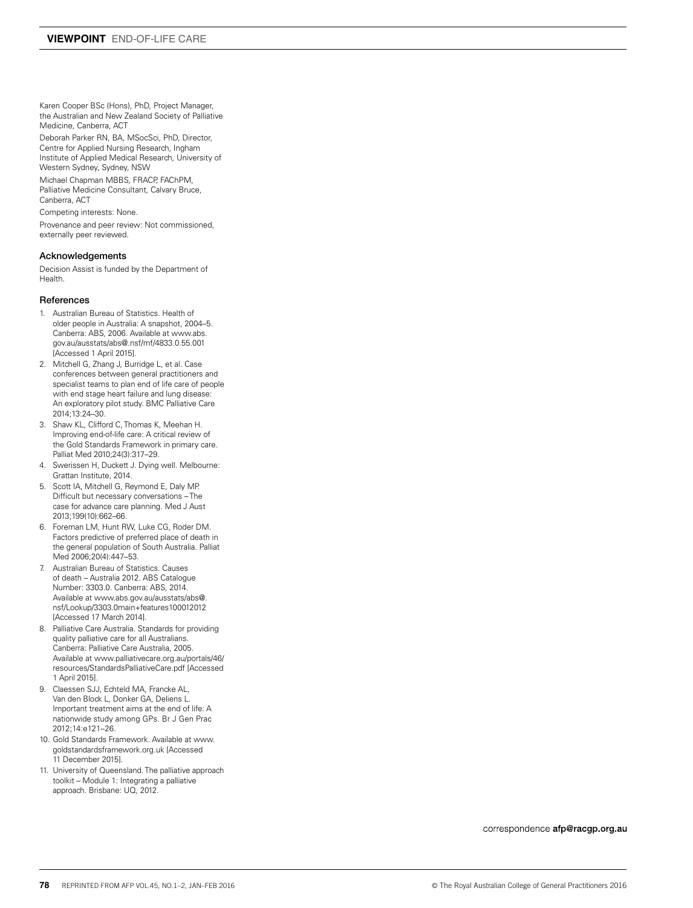Karen Cooper BSc (Hons), PhD, Project Manager, the Australian and New Zealand Society of Palliative Medicine, Canberra, ACT

Deborah Parker RN, BA, MSocSci, PhD, Director, Centre for Applied Nursing Research, Ingham Institute of Applied Medical Research, University of Western Sydney, Sydney, NSW

Michael Chapman MBBS, FRACP, FAChPM, Palliative Medicine Consultant, Calvary Bruce, Canberra, ACT

Competing interests: None.

Provenance and peer review: Not commissioned, externally peer reviewed.

## Acknowledgements

Decision Assist is funded by the Department of Health.

## References

1. Australian Bureau of Statistics. Health of older people in Australia: A snapshot, 2004–5. Canberra: ABS, 2006. Available at www.abs.gov.au/ausstats/abs@.nsf/mf/4833.0.55.001 [Accessed 1 April 2015].
2. Mitchell G, Zhang J, Burridge L, et al. Case conferences between general practitioners and specialist teams to plan end of life care of people with end stage heart failure and lung disease: An exploratory pilot study. BMC Palliative Care 2014;13:24–30.
3. Shaw KL, Clifford C, Thomas K, Meehan H. Improving end-of-life care: A critical review of the Gold Standards Framework in primary care. Palliat Med 2010;24(3):317–29.
4. Swerissen H, Duckett J. Dying well. Melbourne: Grattan Institute, 2014.
5. Scott IA, Mitchell G, Reymond E, Daly MP. Difficult but necessary conversations – The case for advance care planning. Med J Aust 2013;199(10):662–66.
6. Foreman LM, Hunt RW, Luke CG, Roder DM. Factors predictive of preferred place of death in the general population of South Australia. Palliat Med 2006;20(4):447–53.
7. Australian Bureau of Statistics. Causes of death – Australia 2012. ABS Catalogue Number: 3303.0. Canberra: ABS, 2014. Available at www.abs.gov.au/ausstats/abs@.nsf/Lookup/3303.0main+features100012012 [Accessed 17 March 2014].
8. Palliative Care Australia. Standards for providing quality palliative care for all Australians. Canberra: Palliative Care Australia, 2005. Available at www.palliativecare.org.au/portals/46/resources/StandardsPalliativeCare.pdf [Accessed 1 April 2015].
9. Claessen SJJ, Echteld MA, Francke AL, Van den Block L, Donker GA, Deliens L. Important treatment aims at the end of life: A nationwide study among GPs. Br J Gen Prac 2012;14:e121–26.
10. Gold Standards Framework. Available at www.goldstandardsframework.org.uk [Accessed 11 December 2015].
11. University of Queensland. The palliative approach toolkit – Module 1: Integrating a palliative approach. Brisbane: UQ, 2012.

correspondence **afp@racgp.org.au**